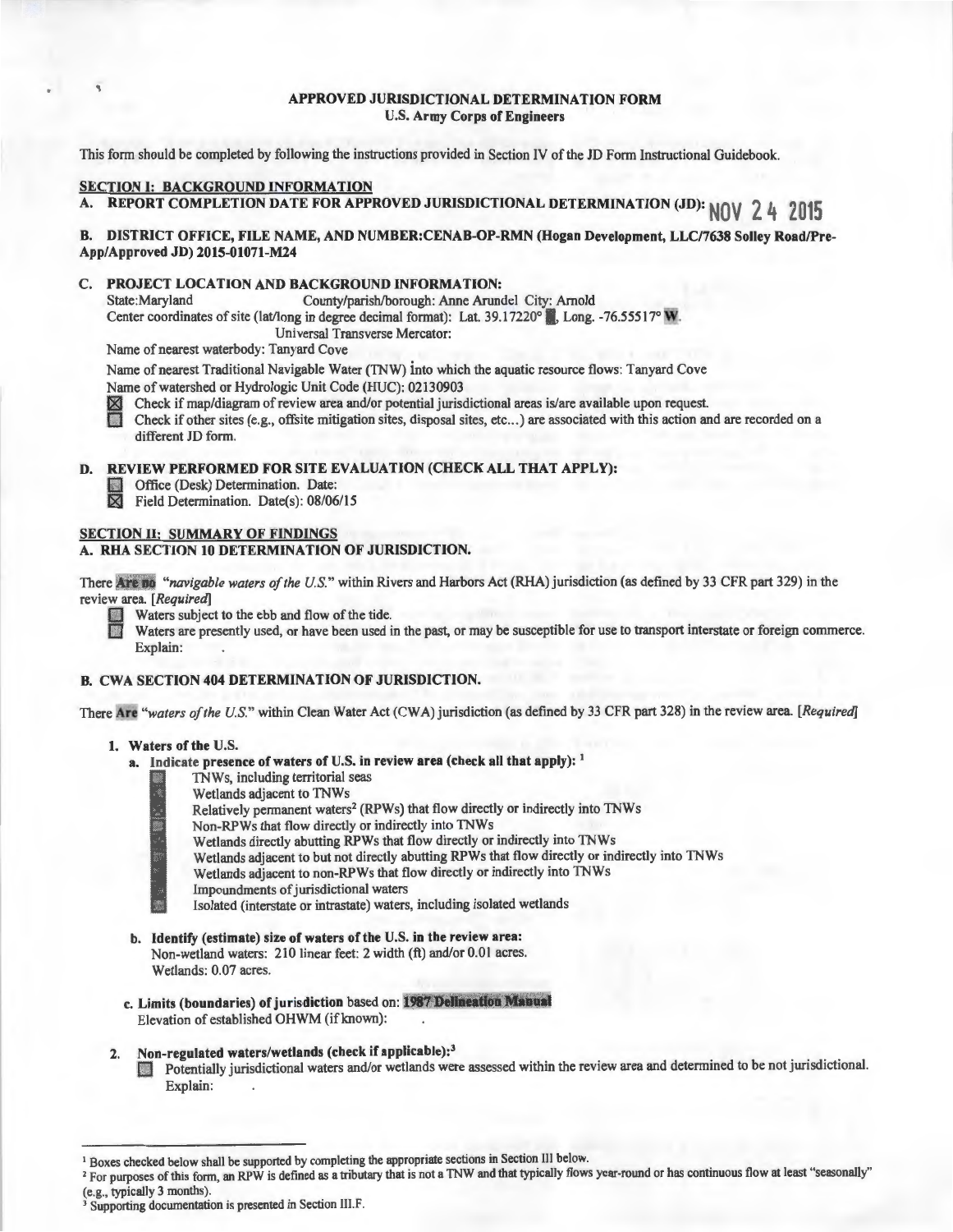**APPROVED JURISDICTIONAL DETERMINATION FORM**
**U.S. Army Corps of Engineers**

This form should be completed by following the instructions provided in Section IV of the JD Form Instructional Guidebook.

## SECTION I: BACKGROUND INFORMATION

**A. REPORT COMPLETION DATE FOR APPROVED JURISDICTIONAL DETERMINATION (JD):** NOV 24 2015

**B. DISTRICT OFFICE, FILE NAME, AND NUMBER:CENAB-OP-RMN (Hogan Development, LLC/7638 Solley Road/Pre-App/Approved JD) 2015-01071-M24**

**C. PROJECT LOCATION AND BACKGROUND INFORMATION:**

State:Maryland County/parish/borough: Anne Arundel City: Arnold

Center coordinates of site (lat/long in degree decimal format): Lat. 39.17220° N, Long. -76.55517° W.

Universal Transverse Mercator:

Name of nearest waterbody: Tanyard Cove

Name of nearest Traditional Navigable Water (TNW) into which the aquatic resource flows: Tanyard Cove

Name of watershed or Hydrologic Unit Code (HUC): 02130903

☒ Check if map/diagram of review area and/or potential jurisdictional areas is/are available upon request.

☐ Check if other sites (e.g., offsite mitigation sites, disposal sites, etc...) are associated with this action and are recorded on a different JD form.

**D. REVIEW PERFORMED FOR SITE EVALUATION (CHECK ALL THAT APPLY):**

☐ Office (Desk) Determination. Date:

☒ Field Determination. Date(s): 08/06/15

## SECTION II: SUMMARY OF FINDINGS

**A. RHA SECTION 10 DETERMINATION OF JURISDICTION.**

There **Are no** *"navigable waters of the U.S."* within Rivers and Harbors Act (RHA) jurisdiction (as defined by 33 CFR part 329) in the review area. *[Required]*

☐ Waters subject to the ebb and flow of the tide.

☐ Waters are presently used, or have been used in the past, or may be susceptible for use to transport interstate or foreign commerce. Explain:

**B. CWA SECTION 404 DETERMINATION OF JURISDICTION.**

There **Are** *"waters of the U.S."* within Clean Water Act (CWA) jurisdiction (as defined by 33 CFR part 328) in the review area. *[Required]*

**1. Waters of the U.S.**

**a. Indicate presence of waters of U.S. in review area (check all that apply):** [1]

- ☐ TNWs, including territorial seas
- ☐ Wetlands adjacent to TNWs
- ☐ Relatively permanent waters[2] (RPWs) that flow directly or indirectly into TNWs
- ☐ Non-RPWs that flow directly or indirectly into TNWs
- ☐ Wetlands directly abutting RPWs that flow directly or indirectly into TNWs
- ☐ Wetlands adjacent to but not directly abutting RPWs that flow directly or indirectly into TNWs
- ☐ Wetlands adjacent to non-RPWs that flow directly or indirectly into TNWs
- ☐ Impoundments of jurisdictional waters
- ☐ Isolated (interstate or intrastate) waters, including isolated wetlands

**b. Identify (estimate) size of waters of the U.S. in the review area:**

Non-wetland waters: 210 linear feet: 2 width (ft) and/or 0.01 acres.

Wetlands: 0.07 acres.

**c. Limits (boundaries) of jurisdiction** based on: **1987 Delineation Manual**

Elevation of established OHWM (if known):

**2. Non-regulated waters/wetlands (check if applicable):**[3]

☐ Potentially jurisdictional waters and/or wetlands were assessed within the review area and determined to be not jurisdictional. Explain:

---

[1] Boxes checked below shall be supported by completing the appropriate sections in Section III below.

[2] For purposes of this form, an RPW is defined as a tributary that is not a TNW and that typically flows year-round or has continuous flow at least "seasonally" (e.g., typically 3 months).

[3] Supporting documentation is presented in Section III.F.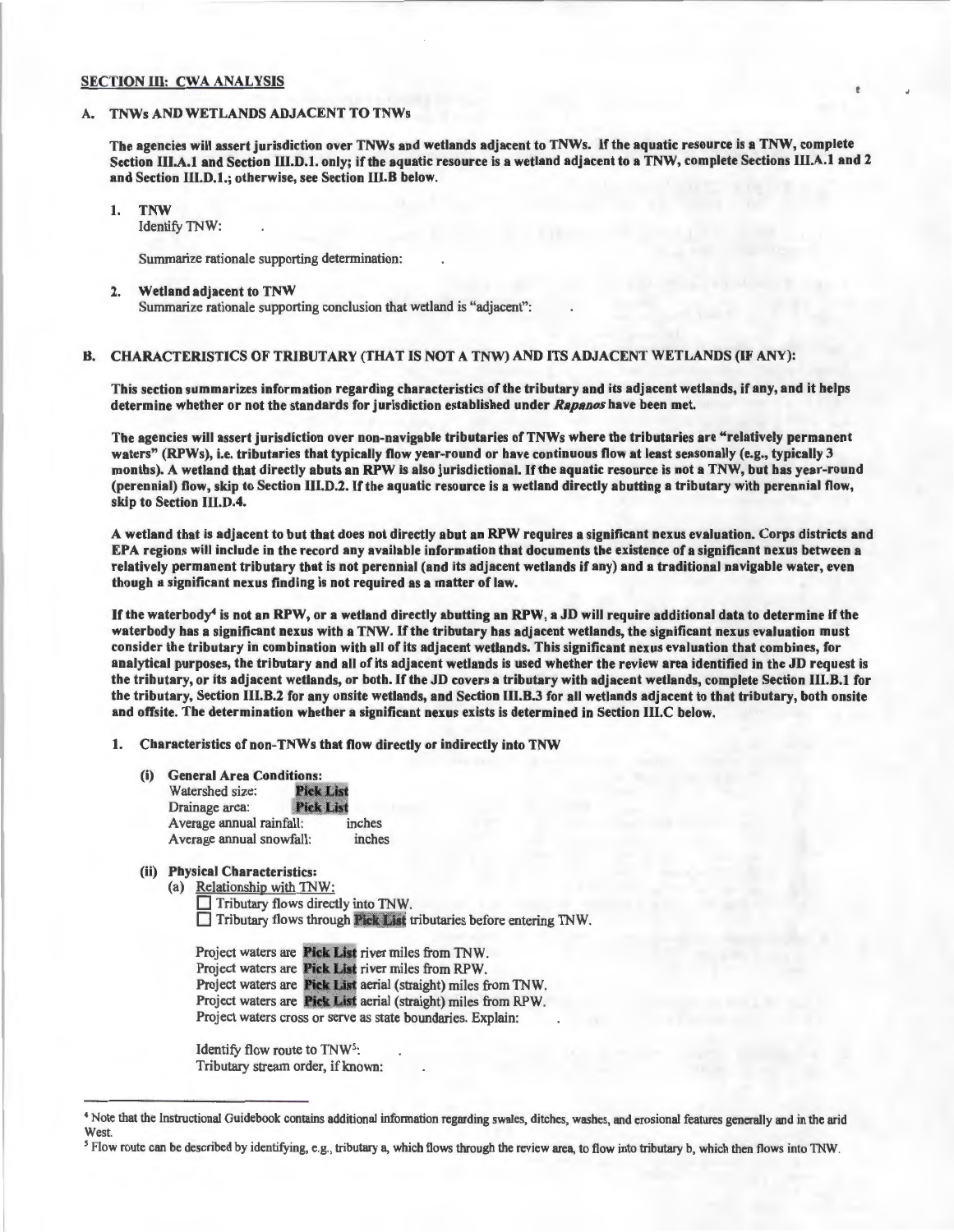**SECTION III: CWA ANALYSIS**

**A. TNWs AND WETLANDS ADJACENT TO TNWs**

**The agencies will assert jurisdiction over TNWs and wetlands adjacent to TNWs. If the aquatic resource is a TNW, complete Section III.A.1 and Section III.D.1. only; if the aquatic resource is a wetland adjacent to a TNW, complete Sections III.A.1 and 2 and Section III.D.1.; otherwise, see Section III.B below.**

1. **TNW**
   Identify TNW: .

   Summarize rationale supporting determination: .

2. **Wetland adjacent to TNW**
   Summarize rationale supporting conclusion that wetland is "adjacent": .

**B. CHARACTERISTICS OF TRIBUTARY (THAT IS NOT A TNW) AND ITS ADJACENT WETLANDS (IF ANY):**

**This section summarizes information regarding characteristics of the tributary and its adjacent wetlands, if any, and it helps determine whether or not the standards for jurisdiction established under *Rapanos* have been met.**

**The agencies will assert jurisdiction over non-navigable tributaries of TNWs where the tributaries are "relatively permanent waters" (RPWs), i.e. tributaries that typically flow year-round or have continuous flow at least seasonally (e.g., typically 3 months). A wetland that directly abuts an RPW is also jurisdictional. If the aquatic resource is not a TNW, but has year-round (perennial) flow, skip to Section III.D.2. If the aquatic resource is a wetland directly abutting a tributary with perennial flow, skip to Section III.D.4.**

**A wetland that is adjacent to but that does not directly abut an RPW requires a significant nexus evaluation. Corps districts and EPA regions will include in the record any available information that documents the existence of a significant nexus between a relatively permanent tributary that is not perennial (and its adjacent wetlands if any) and a traditional navigable water, even though a significant nexus finding is not required as a matter of law.**

**If the waterbody[4] is not an RPW, or a wetland directly abutting an RPW, a JD will require additional data to determine if the waterbody has a significant nexus with a TNW. If the tributary has adjacent wetlands, the significant nexus evaluation must consider the tributary in combination with all of its adjacent wetlands. This significant nexus evaluation that combines, for analytical purposes, the tributary and all of its adjacent wetlands is used whether the review area identified in the JD request is the tributary, or its adjacent wetlands, or both. If the JD covers a tributary with adjacent wetlands, complete Section III.B.1 for the tributary, Section III.B.2 for any onsite wetlands, and Section III.B.3 for all wetlands adjacent to that tributary, both onsite and offsite. The determination whether a significant nexus exists is determined in Section III.C below.**

1. **Characteristics of non-TNWs that flow directly or indirectly into TNW**

   (i) **General Area Conditions:**
   Watershed size: Pick List
   Drainage area: Pick List
   Average annual rainfall: inches
   Average annual snowfall: inches

   (ii) **Physical Characteristics:**
   (a) Relationship with TNW:
   ☐ Tributary flows directly into TNW.
   ☐ Tributary flows through Pick List tributaries before entering TNW.

   Project waters are Pick List river miles from TNW.
   Project waters are Pick List river miles from RPW.
   Project waters are Pick List aerial (straight) miles from TNW.
   Project waters are Pick List aerial (straight) miles from RPW.
   Project waters cross or serve as state boundaries. Explain: .

   Identify flow route to TNW[5]: .
   Tributary stream order, if known: .

---

[4] Note that the Instructional Guidebook contains additional information regarding swales, ditches, washes, and erosional features generally and in the arid West.

[5] Flow route can be described by identifying, e.g., tributary a, which flows through the review area, to flow into tributary b, which then flows into TNW.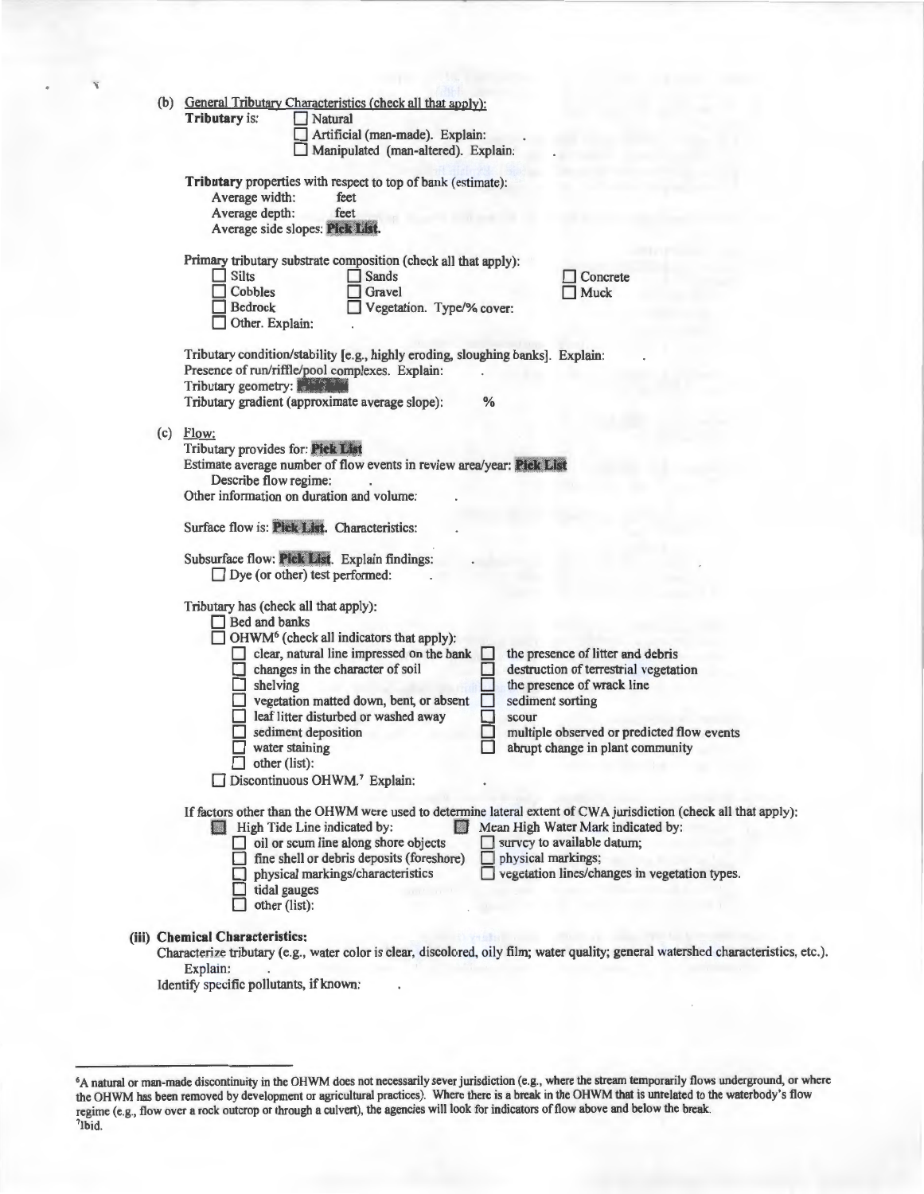(b) General Tributary Characteristics (check all that apply):

**Tributary** is: ☐ Natural
☐ Artificial (man-made). Explain: .
☐ Manipulated (man-altered). Explain: .

**Tributary** properties with respect to top of bank (estimate):
Average width: feet
Average depth: feet
Average side slopes: **Pick List**.

Primary tributary substrate composition (check all that apply):

☐ Silts ☐ Sands ☐ Concrete
☐ Cobbles ☐ Gravel ☐ Muck
☐ Bedrock ☐ Vegetation. Type/% cover:
☐ Other. Explain: .

Tributary condition/stability [e.g., highly eroding, sloughing banks]. Explain: .
Presence of run/riffle/pool complexes. Explain: .
Tributary geometry: **Pick List**
Tributary gradient (approximate average slope): %

(c) Flow:

Tributary provides for: **Pick List**
Estimate average number of flow events in review area/year: **Pick List**
Describe flow regime: .
Other information on duration and volume: .

Surface flow is: **Pick List**. Characteristics: .

Subsurface flow: **Pick List**. Explain findings: .
☐ Dye (or other) test performed: .

Tributary has (check all that apply):
☐ Bed and banks
☐ OHWM[6] (check all indicators that apply):
☐ clear, natural line impressed on the bank ☐ the presence of litter and debris
☐ changes in the character of soil ☐ destruction of terrestrial vegetation
☐ shelving ☐ the presence of wrack line
☐ vegetation matted down, bent, or absent ☐ sediment sorting
☐ leaf litter disturbed or washed away ☐ scour
☐ sediment deposition ☐ multiple observed or predicted flow events
☐ water staining ☐ abrupt change in plant community
☐ other (list):
☐ Discontinuous OHWM.[7] Explain: .

If factors other than the OHWM were used to determine lateral extent of CWA jurisdiction (check all that apply):
☐ High Tide Line indicated by: ☐ Mean High Water Mark indicated by:
☐ oil or scum line along shore objects ☐ survey to available datum;
☐ fine shell or debris deposits (foreshore) ☐ physical markings;
☐ physical markings/characteristics ☐ vegetation lines/changes in vegetation types.
☐ tidal gauges
☐ other (list):

**(iii) Chemical Characteristics:**

Characterize tributary (e.g., water color is clear, discolored, oily film; water quality; general watershed characteristics, etc.). Explain: .

Identify specific pollutants, if known: .

---

[6] A natural or man-made discontinuity in the OHWM does not necessarily sever jurisdiction (e.g., where the stream temporarily flows underground, or where the OHWM has been removed by development or agricultural practices). Where there is a break in the OHWM that is unrelated to the waterbody's flow regime (e.g., flow over a rock outcrop or through a culvert), the agencies will look for indicators of flow above and below the break.

[7] Ibid.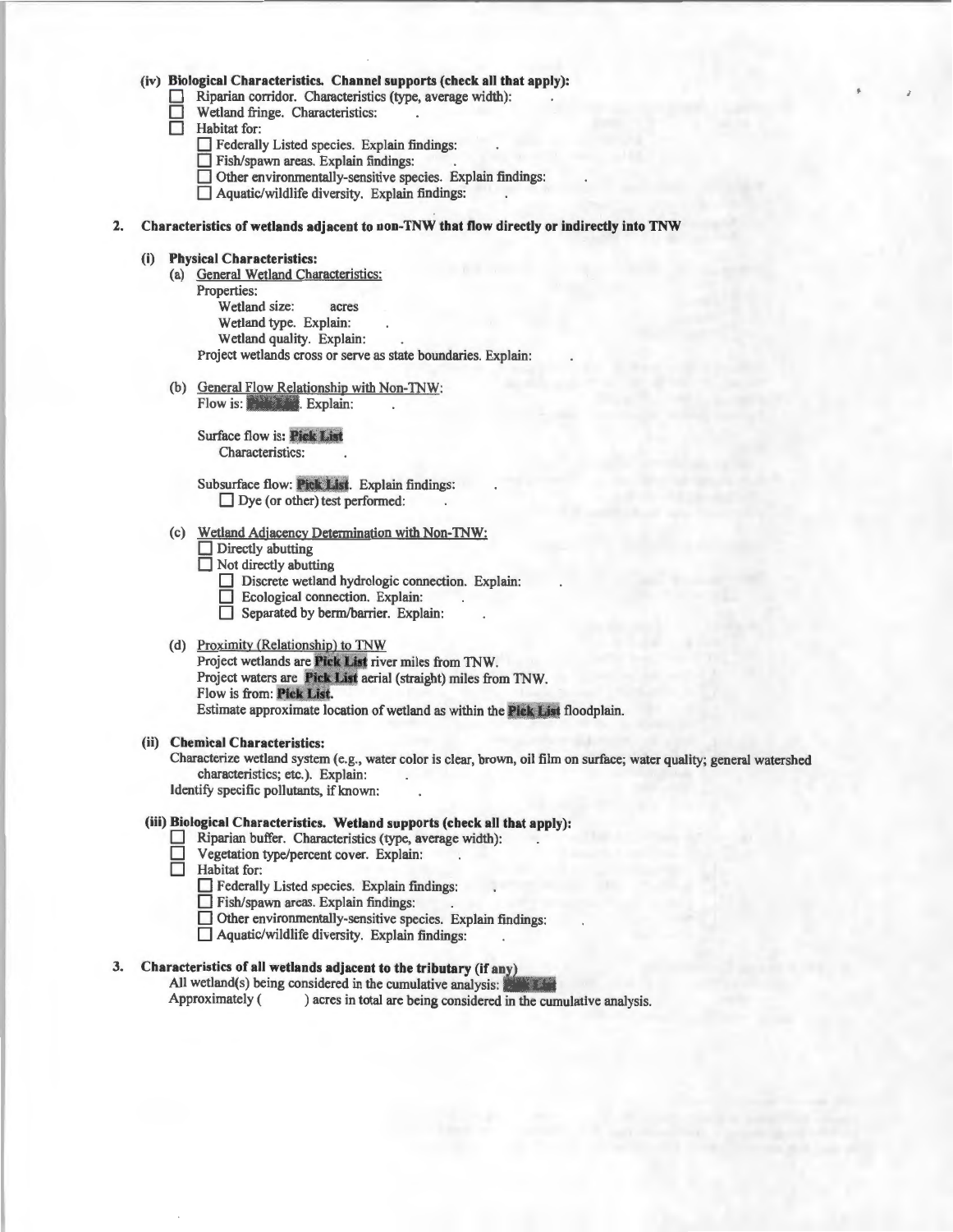**(iv) Biological Characteristics. Channel supports (check all that apply):**

- ☐ Riparian corridor. Characteristics (type, average width): .
- ☐ Wetland fringe. Characteristics: .
- ☐ Habitat for:
  - ☐ Federally Listed species. Explain findings: .
  - ☐ Fish/spawn areas. Explain findings: .
  - ☐ Other environmentally-sensitive species. Explain findings: .
  - ☐ Aquatic/wildlife diversity. Explain findings: .

**2. Characteristics of wetlands adjacent to non-TNW that flow directly or indirectly into TNW**

**(i) Physical Characteristics:**

(a) General Wetland Characteristics:

Properties:

Wetland size: acres

Wetland type. Explain: .

Wetland quality. Explain: .

Project wetlands cross or serve as state boundaries. Explain: .

(b) General Flow Relationship with Non-TNW:

Flow is: **Pick List**. Explain: .

Surface flow is: **Pick List**

Characteristics: .

Subsurface flow: **Pick List**. Explain findings: .

☐ Dye (or other) test performed: .

(c) Wetland Adjacency Determination with Non-TNW:

- ☐ Directly abutting
- ☐ Not directly abutting
  - ☐ Discrete wetland hydrologic connection. Explain: .
  - ☐ Ecological connection. Explain: .
  - ☐ Separated by berm/barrier. Explain: .

(d) Proximity (Relationship) to TNW

Project wetlands are **Pick List** river miles from TNW.

Project waters are **Pick List** aerial (straight) miles from TNW.

Flow is from: **Pick List**.

Estimate approximate location of wetland as within the **Pick List** floodplain.

**(ii) Chemical Characteristics:**

Characterize wetland system (e.g., water color is clear, brown, oil film on surface; water quality; general watershed characteristics; etc.). Explain: .

Identify specific pollutants, if known: .

**(iii) Biological Characteristics. Wetland supports (check all that apply):**

- ☐ Riparian buffer. Characteristics (type, average width): .
- ☐ Vegetation type/percent cover. Explain: .
- ☐ Habitat for:
  - ☐ Federally Listed species. Explain findings: .
  - ☐ Fish/spawn areas. Explain findings: .
  - ☐ Other environmentally-sensitive species. Explain findings: .
  - ☐ Aquatic/wildlife diversity. Explain findings: .

**3. Characteristics of all wetlands adjacent to the tributary (if any)**

All wetland(s) being considered in the cumulative analysis: **Pick List**

Approximately ( ) acres in total are being considered in the cumulative analysis.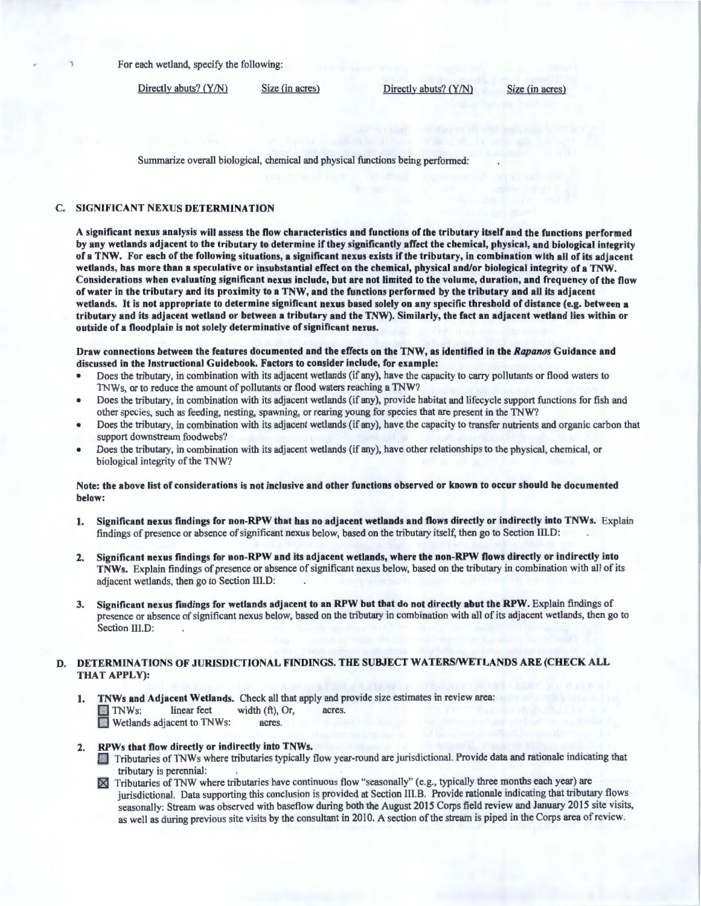For each wetland, specify the following:

| Directly abuts? (Y/N) | Size (in acres) | Directly abuts? (Y/N) | Size (in acres) |
|---|---|---|---|

Summarize overall biological, chemical and physical functions being performed:

## C. SIGNIFICANT NEXUS DETERMINATION

**A significant nexus analysis will assess the flow characteristics and functions of the tributary itself and the functions performed by any wetlands adjacent to the tributary to determine if they significantly affect the chemical, physical, and biological integrity of a TNW. For each of the following situations, a significant nexus exists if the tributary, in combination with all of its adjacent wetlands, has more than a speculative or insubstantial effect on the chemical, physical and/or biological integrity of a TNW. Considerations when evaluating significant nexus include, but are not limited to the volume, duration, and frequency of the flow of water in the tributary and its proximity to a TNW, and the functions performed by the tributary and all its adjacent wetlands. It is not appropriate to determine significant nexus based solely on any specific threshold of distance (e.g. between a tributary and its adjacent wetland or between a tributary and the TNW). Similarly, the fact an adjacent wetland lies within or outside of a floodplain is not solely determinative of significant nexus.**

**Draw connections between the features documented and the effects on the TNW, as identified in the *Rapanos* Guidance and discussed in the Instructional Guidebook. Factors to consider include, for example:**

- Does the tributary, in combination with its adjacent wetlands (if any), have the capacity to carry pollutants or flood waters to TNWs, or to reduce the amount of pollutants or flood waters reaching a TNW?
- Does the tributary, in combination with its adjacent wetlands (if any), provide habitat and lifecycle support functions for fish and other species, such as feeding, nesting, spawning, or rearing young for species that are present in the TNW?
- Does the tributary, in combination with its adjacent wetlands (if any), have the capacity to transfer nutrients and organic carbon that support downstream foodwebs?
- Does the tributary, in combination with its adjacent wetlands (if any), have other relationships to the physical, chemical, or biological integrity of the TNW?

**Note: the above list of considerations is not inclusive and other functions observed or known to occur should be documented below:**

1. **Significant nexus findings for non-RPW that has no adjacent wetlands and flows directly or indirectly into TNWs.** Explain findings of presence or absence of significant nexus below, based on the tributary itself, then go to Section III.D:

2. **Significant nexus findings for non-RPW and its adjacent wetlands, where the non-RPW flows directly or indirectly into TNWs.** Explain findings of presence or absence of significant nexus below, based on the tributary in combination with all of its adjacent wetlands, then go to Section III.D:

3. **Significant nexus findings for wetlands adjacent to an RPW but that do not directly abut the RPW.** Explain findings of presence or absence of significant nexus below, based on the tributary in combination with all of its adjacent wetlands, then go to Section III.D:

## D. DETERMINATIONS OF JURISDICTIONAL FINDINGS. THE SUBJECT WATERS/WETLANDS ARE (CHECK ALL THAT APPLY):

1. **TNWs and Adjacent Wetlands.** Check all that apply and provide size estimates in review area:
   - ☐ TNWs: linear feet width (ft), Or, acres.
   - ☐ Wetlands adjacent to TNWs: acres.

2. **RPWs that flow directly or indirectly into TNWs.**
   - ☐ Tributaries of TNWs where tributaries typically flow year-round are jurisdictional. Provide data and rationale indicating that tributary is perennial:
   - ☒ Tributaries of TNW where tributaries have continuous flow "seasonally" (e.g., typically three months each year) are jurisdictional. Data supporting this conclusion is provided at Section III.B. Provide rationale indicating that tributary flows seasonally: Stream was observed with baseflow during both the August 2015 Corps field review and January 2015 site visits, as well as during previous site visits by the consultant in 2010. A section of the stream is piped in the Corps area of review.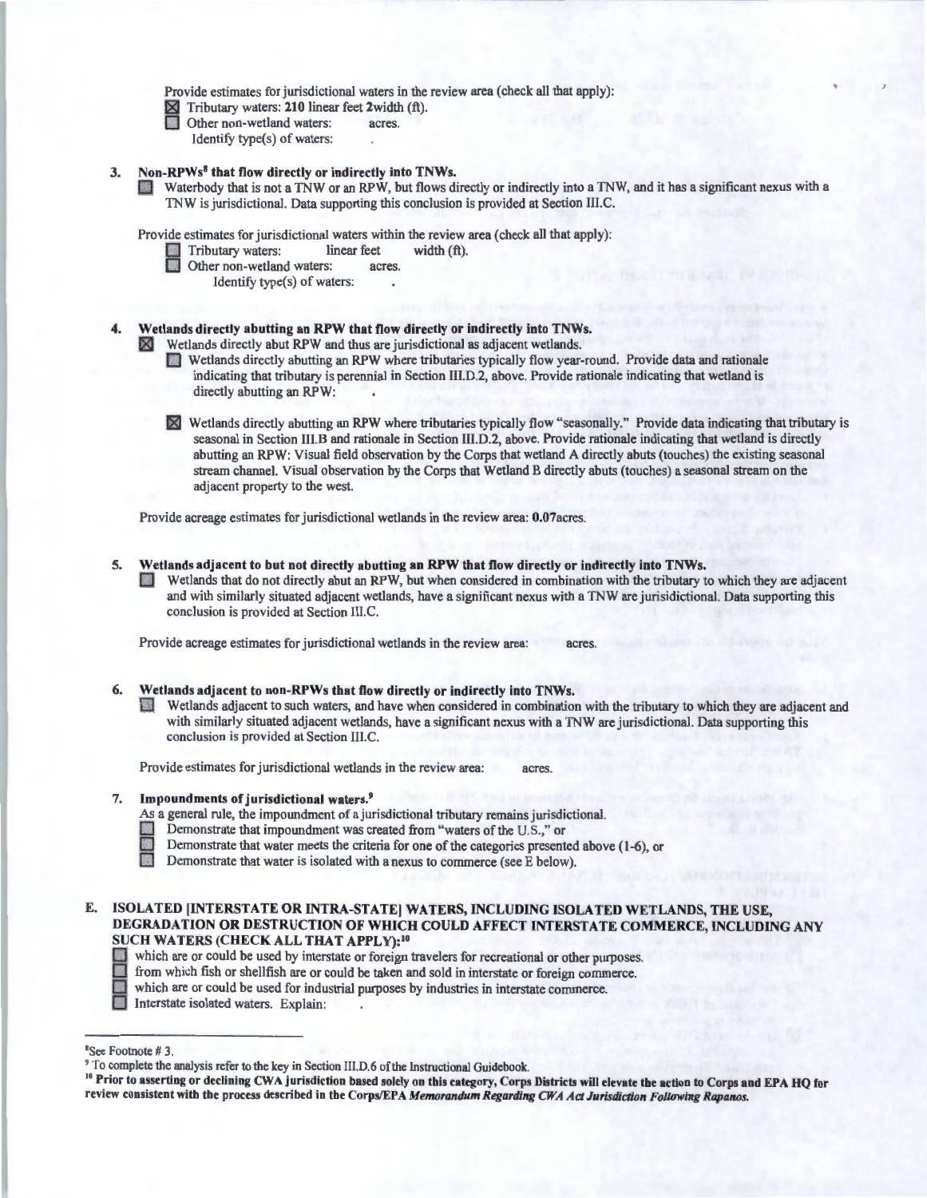Provide estimates for jurisdictional waters in the review area (check all that apply):

☒ Tributary waters: **210** linear feet **2**width (ft).
☐ Other non-wetland waters: acres.
Identify type(s) of waters: .

3. **Non-RPWs[8] that flow directly or indirectly into TNWs.**
   ☐ Waterbody that is not a TNW or an RPW, but flows directly or indirectly into a TNW, and it has a significant nexus with a TNW is jurisdictional. Data supporting this conclusion is provided at Section III.C.

   Provide estimates for jurisdictional waters within the review area (check all that apply):
   ☐ Tributary waters: linear feet width (ft).
   ☐ Other non-wetland waters: acres.
   Identify type(s) of waters: .

4. **Wetlands directly abutting an RPW that flow directly or indirectly into TNWs.**
   ☒ Wetlands directly abut RPW and thus are jurisdictional as adjacent wetlands.
   ☐ Wetlands directly abutting an RPW where tributaries typically flow year-round. Provide data and rationale indicating that tributary is perennial in Section III.D.2, above. Provide rationale indicating that wetland is directly abutting an RPW: .

   ☒ Wetlands directly abutting an RPW where tributaries typically flow "seasonally." Provide data indicating that tributary is seasonal in Section III.B and rationale in Section III.D.2, above. Provide rationale indicating that wetland is directly abutting an RPW: Visual field observation by the Corps that wetland A directly abuts (touches) the existing seasonal stream channel. Visual observation by the Corps that Wetland B directly abuts (touches) a seasonal stream on the adjacent property to the west.

   Provide acreage estimates for jurisdictional wetlands in the review area: **0.07**acres.

5. **Wetlands adjacent to but not directly abutting an RPW that flow directly or indirectly into TNWs.**
   ☐ Wetlands that do not directly abut an RPW, but when considered in combination with the tributary to which they are adjacent and with similarly situated adjacent wetlands, have a significant nexus with a TNW are jurisidictional. Data supporting this conclusion is provided at Section III.C.

   Provide acreage estimates for jurisdictional wetlands in the review area: acres.

6. **Wetlands adjacent to non-RPWs that flow directly or indirectly into TNWs.**
   ☐ Wetlands adjacent to such waters, and have when considered in combination with the tributary to which they are adjacent and with similarly situated adjacent wetlands, have a significant nexus with a TNW are jurisdictional. Data supporting this conclusion is provided at Section III.C.

   Provide estimates for jurisdictional wetlands in the review area: acres.

7. **Impoundments of jurisdictional waters.[9]**
   As a general rule, the impoundment of a jurisdictional tributary remains jurisdictional.
   ☐ Demonstrate that impoundment was created from "waters of the U.S.," or
   ☐ Demonstrate that water meets the criteria for one of the categories presented above (1-6), or
   ☐ Demonstrate that water is isolated with a nexus to commerce (see E below).

## E. ISOLATED [INTERSTATE OR INTRA-STATE] WATERS, INCLUDING ISOLATED WETLANDS, THE USE, DEGRADATION OR DESTRUCTION OF WHICH COULD AFFECT INTERSTATE COMMERCE, INCLUDING ANY SUCH WATERS (CHECK ALL THAT APPLY):[10]

☐ which are or could be used by interstate or foreign travelers for recreational or other purposes.
☐ from which fish or shellfish are or could be taken and sold in interstate or foreign commerce.
☐ which are or could be used for industrial purposes by industries in interstate commerce.
☐ Interstate isolated waters. Explain: .

---

[8] See Footnote # 3.

[9] To complete the analysis refer to the key in Section III.D.6 of the Instructional Guidebook.

[10] **Prior to asserting or declining CWA jurisdiction based solely on this category, Corps Districts will elevate the action to Corps and EPA HQ for review consistent with the process described in the Corps/EPA *Memorandum Regarding CWA Act Jurisdiction Following Rapanos.***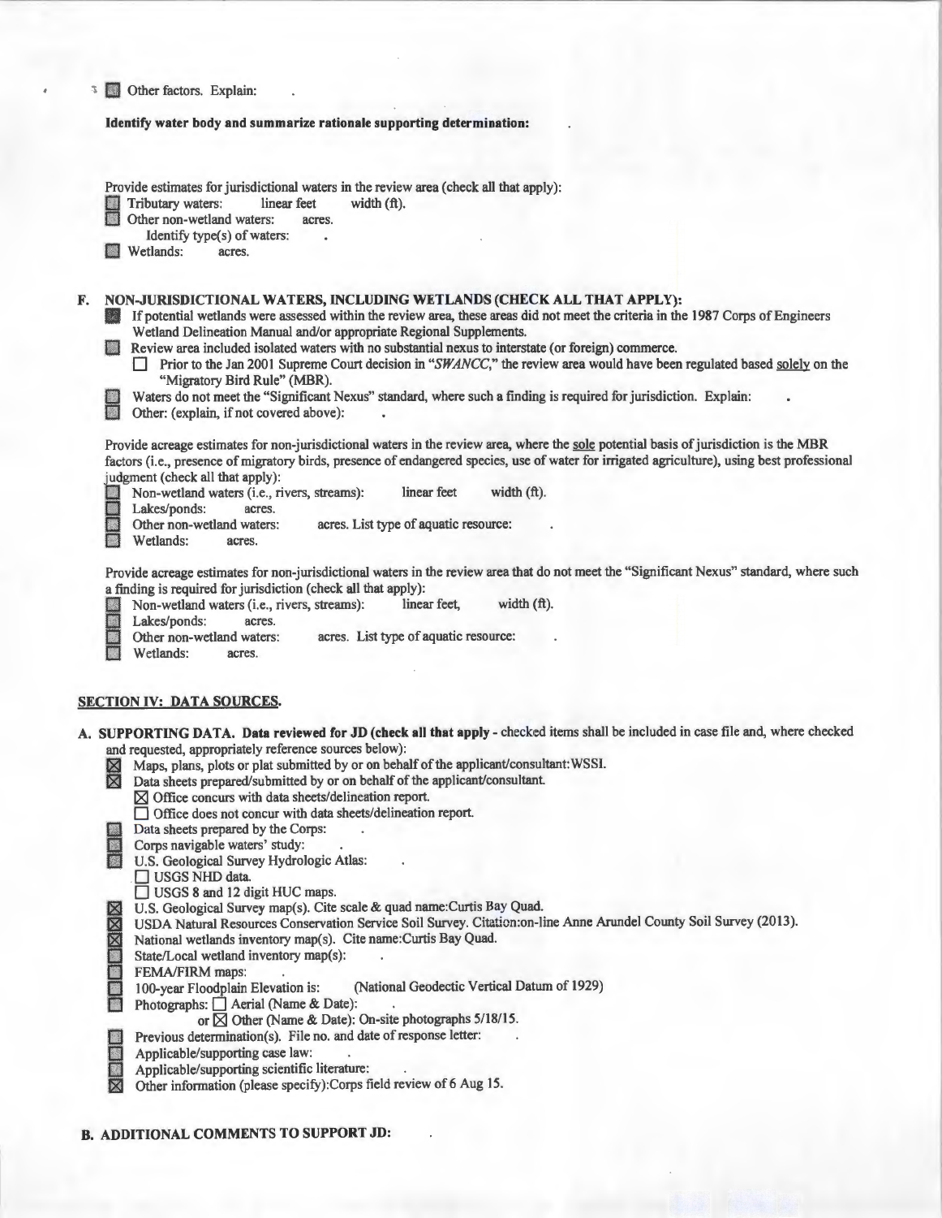3 ☐ Other factors. Explain: .

**Identify water body and summarize rationale supporting determination:** .

Provide estimates for jurisdictional waters in the review area (check all that apply):

☐ Tributary waters: linear feet width (ft).

☐ Other non-wetland waters: acres.

Identify type(s) of waters: .

☐ Wetlands: acres.

## F. NON-JURISDICTIONAL WATERS, INCLUDING WETLANDS (CHECK ALL THAT APPLY):

☐ If potential wetlands were assessed within the review area, these areas did not meet the criteria in the 1987 Corps of Engineers Wetland Delineation Manual and/or appropriate Regional Supplements.

☐ Review area included isolated waters with no substantial nexus to interstate (or foreign) commerce.

☐ Prior to the Jan 2001 Supreme Court decision in "*SWANCC*," the review area would have been regulated based solely on the "Migratory Bird Rule" (MBR).

☐ Waters do not meet the "Significant Nexus" standard, where such a finding is required for jurisdiction. Explain: .

☐ Other: (explain, if not covered above): .

Provide acreage estimates for non-jurisdictional waters in the review area, where the sole potential basis of jurisdiction is the MBR factors (i.e., presence of migratory birds, presence of endangered species, use of water for irrigated agriculture), using best professional judgment (check all that apply):

☐ Non-wetland waters (i.e., rivers, streams): linear feet width (ft).

☐ Lakes/ponds: acres.

☐ Other non-wetland waters: acres. List type of aquatic resource: .

☐ Wetlands: acres.

Provide acreage estimates for non-jurisdictional waters in the review area that do not meet the "Significant Nexus" standard, where such a finding is required for jurisdiction (check all that apply):

☐ Non-wetland waters (i.e., rivers, streams): linear feet, width (ft).

☐ Lakes/ponds: acres.

☐ Other non-wetland waters: acres. List type of aquatic resource: .

☐ Wetlands: acres.

## SECTION IV: DATA SOURCES.

**A. SUPPORTING DATA. Data reviewed for JD (check all that apply** - checked items shall be included in case file and, where checked and requested, appropriately reference sources below):

☒ Maps, plans, plots or plat submitted by or on behalf of the applicant/consultant: WSSI.

☒ Data sheets prepared/submitted by or on behalf of the applicant/consultant.

☒ Office concurs with data sheets/delineation report.

☐ Office does not concur with data sheets/delineation report.

☐ Data sheets prepared by the Corps: .

☐ Corps navigable waters' study: .

☐ U.S. Geological Survey Hydrologic Atlas: .

☐ USGS NHD data.

☐ USGS 8 and 12 digit HUC maps.

☒ U.S. Geological Survey map(s). Cite scale & quad name: Curtis Bay Quad.

☒ USDA Natural Resources Conservation Service Soil Survey. Citation: on-line Anne Arundel County Soil Survey (2013).

☒ National wetlands inventory map(s). Cite name: Curtis Bay Quad.

☐ State/Local wetland inventory map(s): .

☐ FEMA/FIRM maps: .

☐ 100-year Floodplain Elevation is: (National Geodectic Vertical Datum of 1929)

☐ Photographs: ☐ Aerial (Name & Date): .

or ☒ Other (Name & Date): On-site photographs 5/18/15.

☐ Previous determination(s). File no. and date of response letter: .

☐ Applicable/supporting case law: .

☐ Applicable/supporting scientific literature: .

☒ Other information (please specify): Corps field review of 6 Aug 15.

**B. ADDITIONAL COMMENTS TO SUPPORT JD:** .